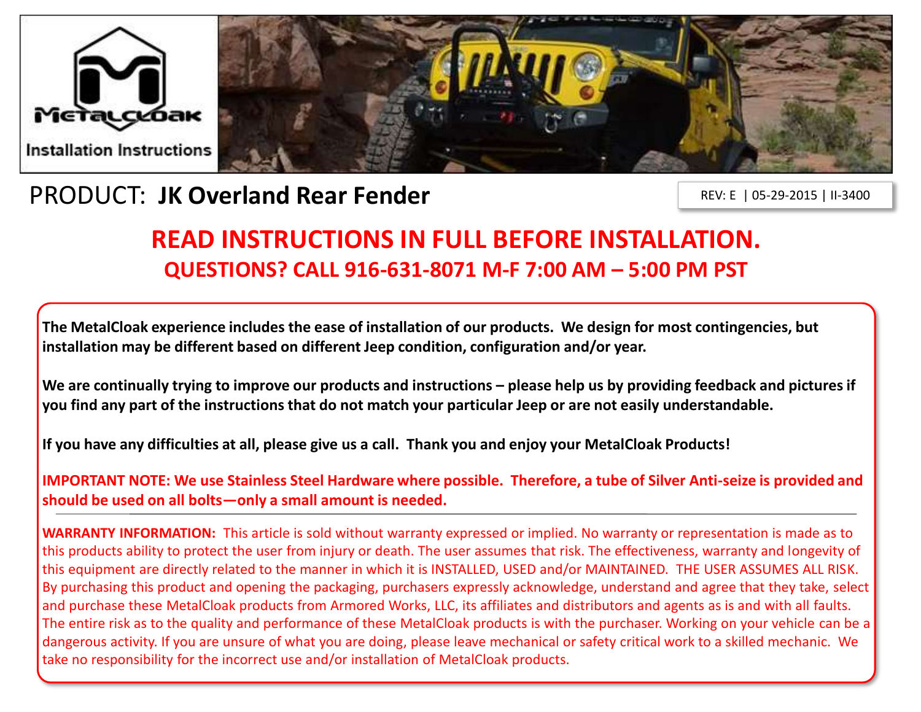Installation Instructions

# PRODUCT: **JK Overland Rear Fender**

REV: E | 05-29-2015 | II-3400

## READ INSTRUCTIONS IN FULL BEFORE INSTALLATION.

### QUESTIONS? CALL 916-631-8071 M-F 7:00 AM – 5:00 PM PST

**The MetalCloak experience includes the ease of installation of our products. We design for most contingencies, but installation may be different based on different Jeep condition, configuration and/or year.**

**We are continually trying to improve our products and instructions – please help us by providing feedback and pictures if you find any part of the instructions that do not match your particular Jeep or are not easily understandable.**

**If you have any difficulties at all, please give us a call. Thank you and enjoy your MetalCloak Products!**

**IMPORTANT NOTE: We use Stainless Steel Hardware where possible. Therefore, a tube of Silver Anti-seize is provided and should be used on all bolts—only a small amount is needed.**

---

**WARRANTY INFORMATION:** This article is sold without warranty expressed or implied. No warranty or representation is made as to this products ability to protect the user from injury or death. The user assumes that risk. The effectiveness, warranty and longevity of this equipment are directly related to the manner in which it is INSTALLED, USED and/or MAINTAINED. THE USER ASSUMES ALL RISK. By purchasing this product and opening the packaging, purchasers expressly acknowledge, understand and agree that they take, select and purchase these MetalCloak products from Armored Works, LLC, its affiliates and distributors and agents as is and with all faults. The entire risk as to the quality and performance of these MetalCloak products is with the purchaser. Working on your vehicle can be a dangerous activity. If you are unsure of what you are doing, please leave mechanical or safety critical work to a skilled mechanic. We take no responsibility for the incorrect use and/or installation of MetalCloak products.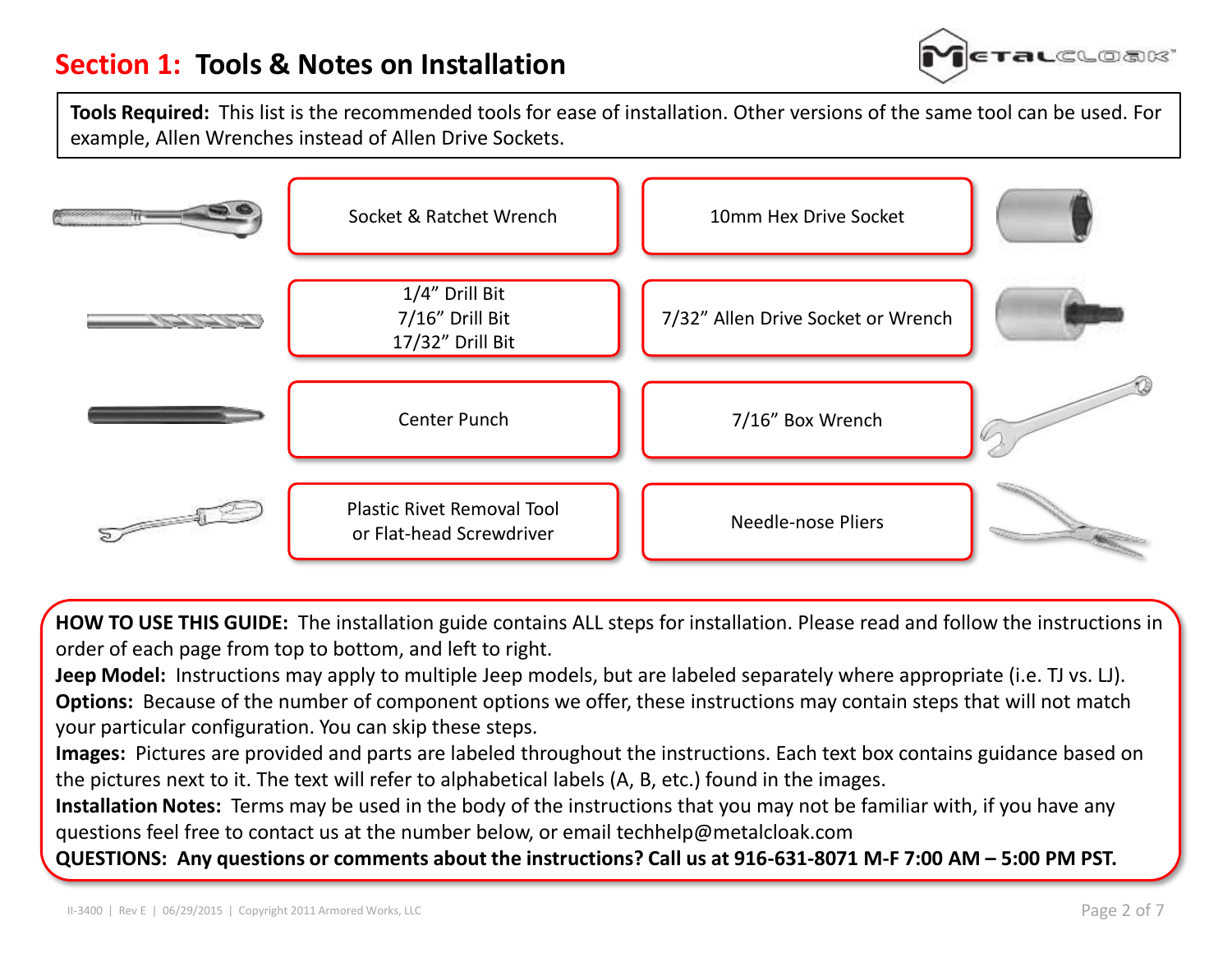# Section 1: Tools & Notes on Installation

**Tools Required:** This list is the recommended tools for ease of installation. Other versions of the same tool can be used. For example, Allen Wrenches instead of Allen Drive Sockets.

| | |
|---|---|
| Socket & Ratchet Wrench | 10mm Hex Drive Socket |
| 1/4” Drill Bit<br>7/16” Drill Bit<br>17/32” Drill Bit | 7/32” Allen Drive Socket or Wrench |
| Center Punch | 7/16” Box Wrench |
| Plastic Rivet Removal Tool or Flat-head Screwdriver | Needle-nose Pliers |

**HOW TO USE THIS GUIDE:** The installation guide contains ALL steps for installation. Please read and follow the instructions in order of each page from top to bottom, and left to right.

**Jeep Model:** Instructions may apply to multiple Jeep models, but are labeled separately where appropriate (i.e. TJ vs. LJ).

**Options:** Because of the number of component options we offer, these instructions may contain steps that will not match your particular configuration. You can skip these steps.

**Images:** Pictures are provided and parts are labeled throughout the instructions. Each text box contains guidance based on the pictures next to it. The text will refer to alphabetical labels (A, B, etc.) found in the images.

**Installation Notes:** Terms may be used in the body of the instructions that you may not be familiar with, if you have any questions feel free to contact us at the number below, or email techhelp@metalcloak.com

**QUESTIONS: Any questions or comments about the instructions? Call us at 916-631-8071 M-F 7:00 AM – 5:00 PM PST.**

II-3400 | Rev E | 06/29/2015 | Copyright 2011 Armored Works, LLC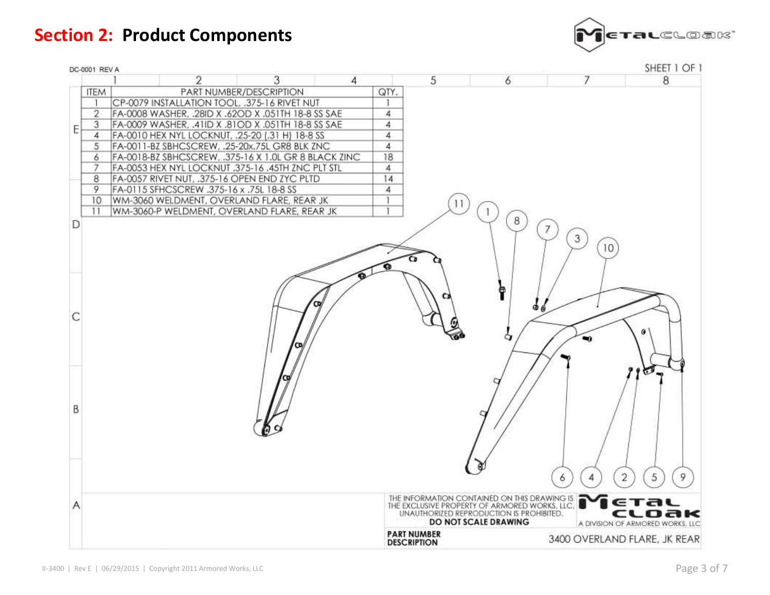# Section 2: Product Components

DC-0001 REV A

SHEET 1 OF 1

| ITEM | PART NUMBER/DESCRIPTION | QTY. |
|---|---|---|
| 1 | CP-0079 INSTALLATION TOOL, .375-16 RIVET NUT | 1 |
| 2 | FA-0008 WASHER, .28ID X .62OD X .051TH 18-8 SS SAE | 4 |
| 3 | FA-0009 WASHER, .41ID X .81OD X .051TH 18-8 SS SAE | 4 |
| 4 | FA-0010 HEX NYL LOCKNUT, .25-20 (.31 H) 18-8 SS | 4 |
| 5 | FA-0011-BZ SBHCSCREW, .25-20x.75L GR8 BLK ZNC | 4 |
| 6 | FA-0018-BZ SBHCSCREW, .375-16 X 1.0L GR 8 BLACK ZINC | 18 |
| 7 | FA-0053 HEX NYL LOCKNUT .375-16 .45TH ZNC PLT STL | 4 |
| 8 | FA-0057 RIVET NUT, .375-16 OPEN END ZYC PLTD | 14 |
| 9 | FA-0115 SFHCSCREW .375-16 x .75L 18-8 SS | 4 |
| 10 | WM-3060 WELDMENT, OVERLAND FLARE, REAR JK | 1 |
| 11 | WM-3060-P WELDMENT, OVERLAND FLARE, REAR JK | 1 |

THE INFORMATION CONTAINED ON THIS DRAWING IS THE EXCLUSIVE PROPERTY OF ARMORED WORKS, LLC. UNAUTHORIZED REPRODUCTION IS PROHIBITED.

**DO NOT SCALE DRAWING**

METAL CLOAK — A DIVISION OF ARMORED WORKS, LLC

**PART NUMBER DESCRIPTION** 3400 OVERLAND FLARE, JK REAR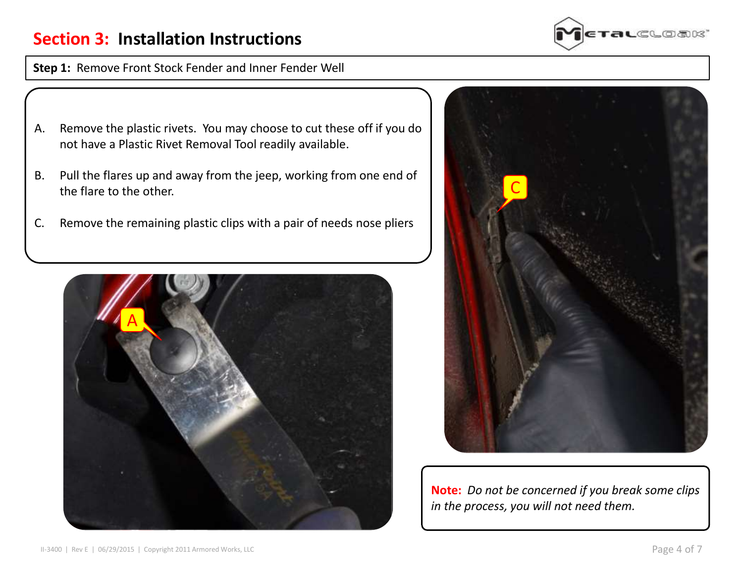# Section 3: Installation Instructions

**Step 1:** Remove Front Stock Fender and Inner Fender Well

A. Remove the plastic rivets. You may choose to cut these off if you do not have a Plastic Rivet Removal Tool readily available.

B. Pull the flares up and away from the jeep, working from one end of the flare to the other.

C. Remove the remaining plastic clips with a pair of needs nose pliers

**Note:** *Do not be concerned if you break some clips in the process, you will not need them.*

II-3400 | Rev E | 06/29/2015 | Copyright 2011 Armored Works, LLC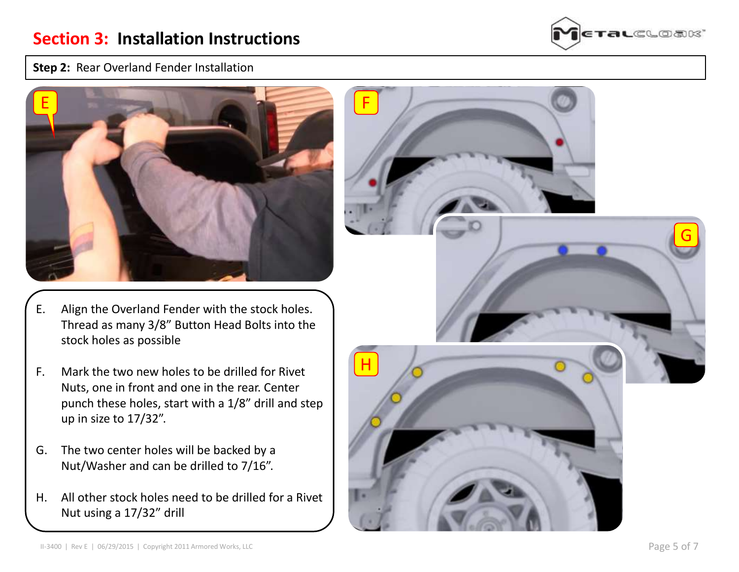# Section 3: Installation Instructions

**Step 2:** Rear Overland Fender Installation

E. Align the Overland Fender with the stock holes. Thread as many 3/8" Button Head Bolts into the stock holes as possible

F. Mark the two new holes to be drilled for Rivet Nuts, one in front and one in the rear. Center punch these holes, start with a 1/8" drill and step up in size to 17/32".

G. The two center holes will be backed by a Nut/Washer and can be drilled to 7/16".

H. All other stock holes need to be drilled for a Rivet Nut using a 17/32" drill

II-3400 | Rev E | 06/29/2015 | Copyright 2011 Armored Works, LLC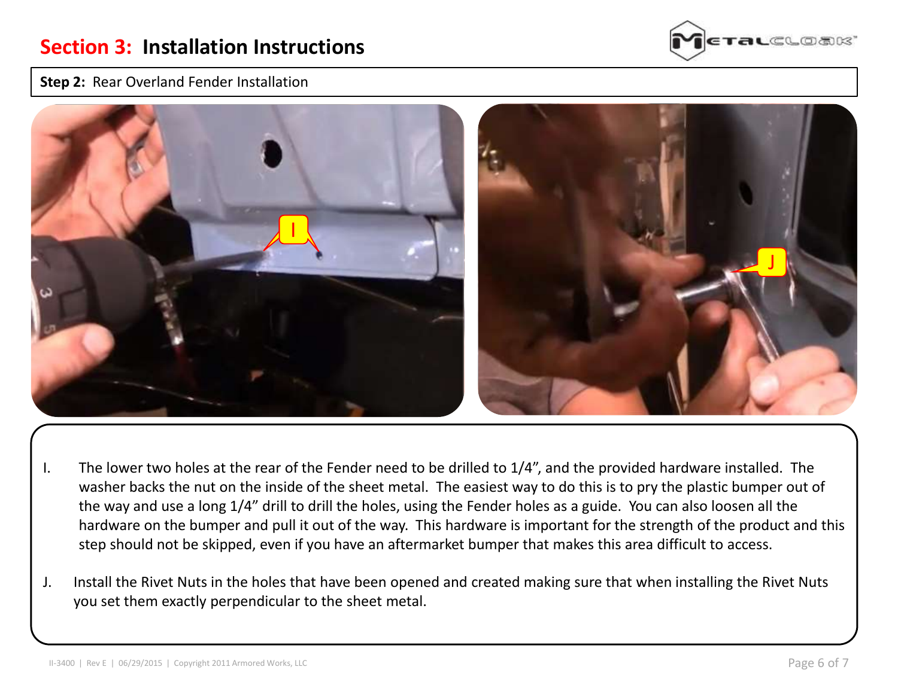# Section 3: Installation Instructions

**Step 2:** Rear Overland Fender Installation

I. The lower two holes at the rear of the Fender need to be drilled to 1/4”, and the provided hardware installed. The washer backs the nut on the inside of the sheet metal. The easiest way to do this is to pry the plastic bumper out of the way and use a long 1/4” drill to drill the holes, using the Fender holes as a guide. You can also loosen all the hardware on the bumper and pull it out of the way. This hardware is important for the strength of the product and this step should not be skipped, even if you have an aftermarket bumper that makes this area difficult to access.

J. Install the Rivet Nuts in the holes that have been opened and created making sure that when installing the Rivet Nuts you set them exactly perpendicular to the sheet metal.

II-3400 | Rev E | 06/29/2015 | Copyright 2011 Armored Works, LLC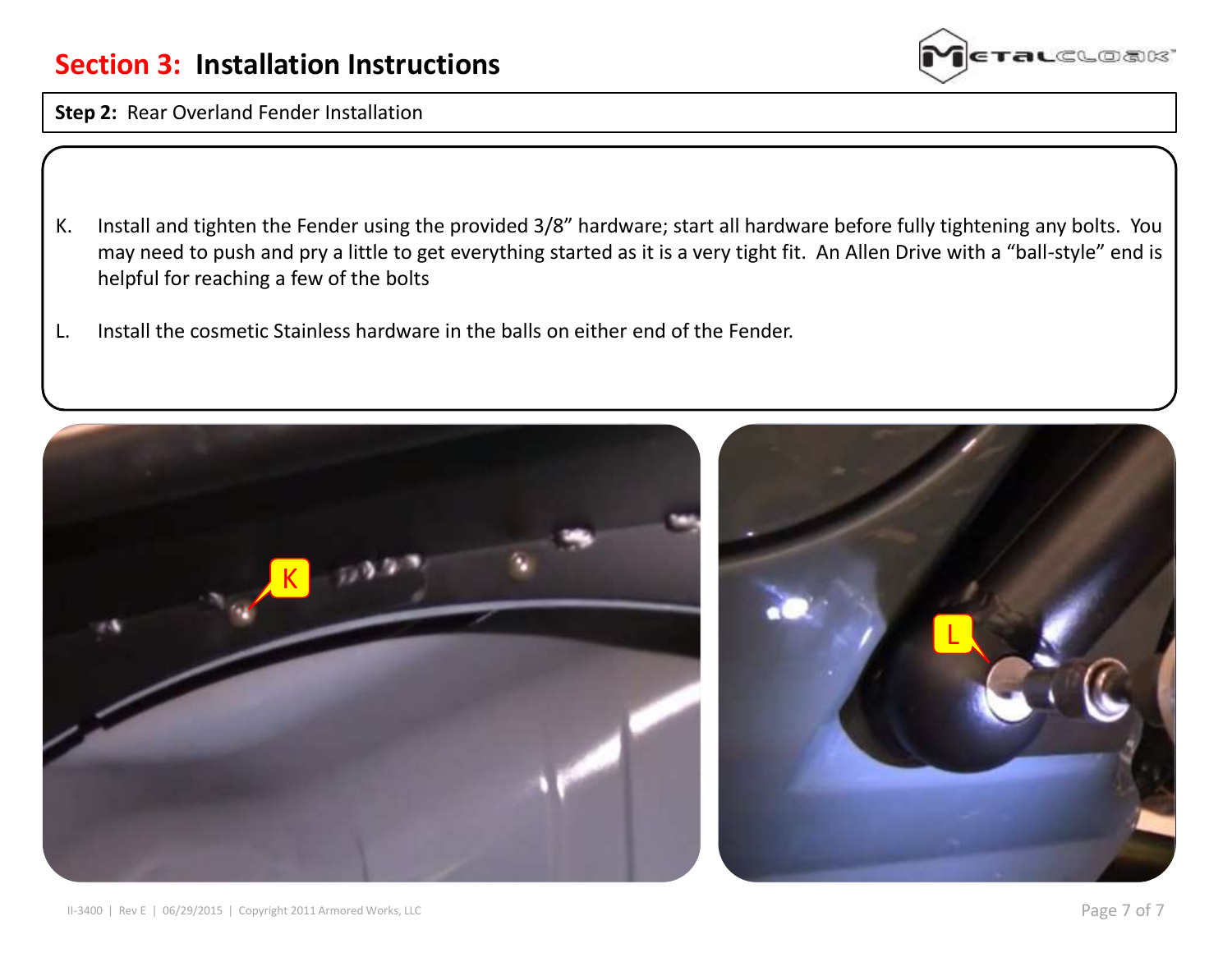# Section 3: Installation Instructions

**Step 2:** Rear Overland Fender Installation

K. Install and tighten the Fender using the provided 3/8" hardware; start all hardware before fully tightening any bolts. You may need to push and pry a little to get everything started as it is a very tight fit. An Allen Drive with a "ball-style" end is helpful for reaching a few of the bolts

L. Install the cosmetic Stainless hardware in the balls on either end of the Fender.